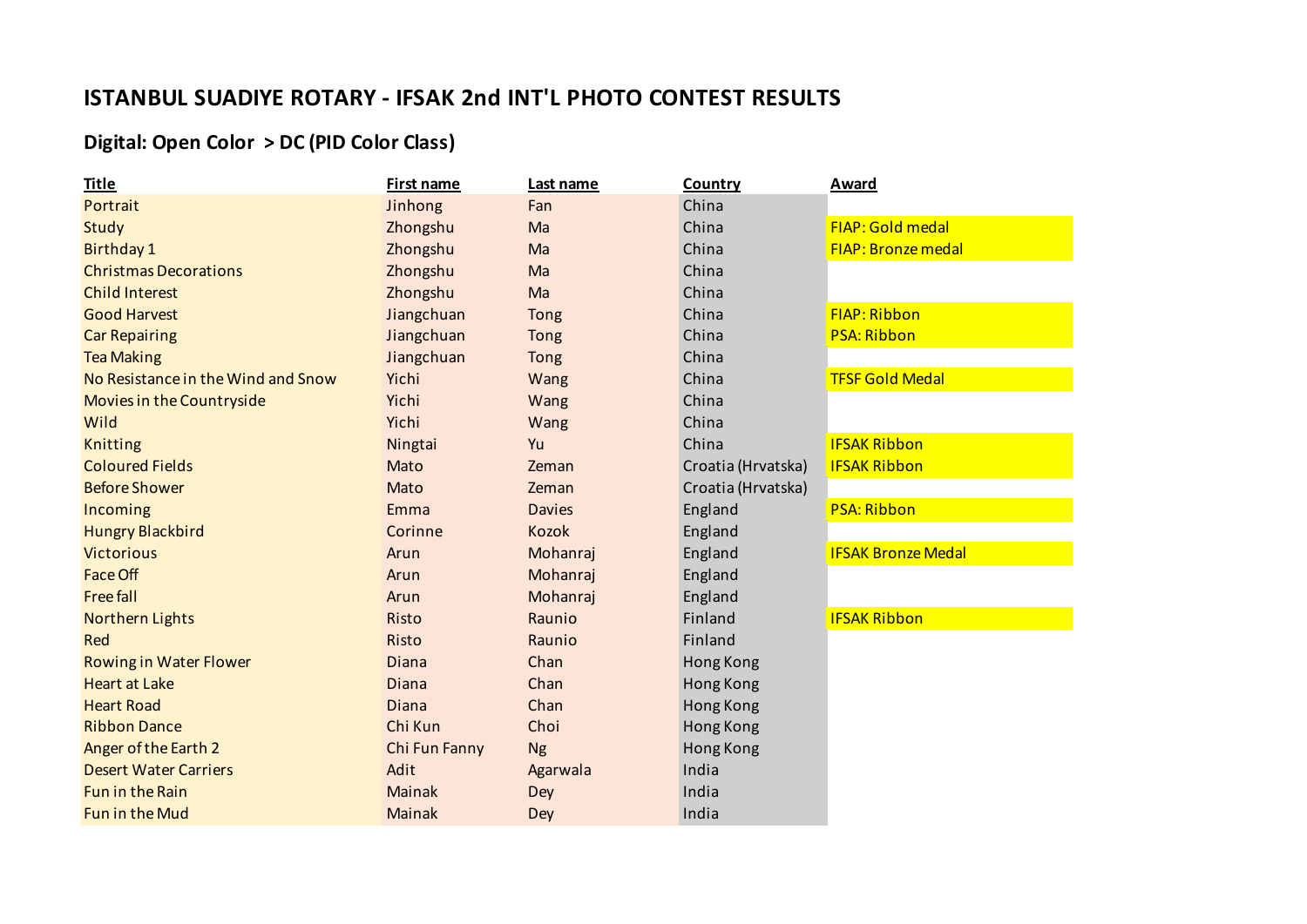# ISTANBUL SUADIYE ROTARY - IFSAK 2nd INT'L PHOTO CONTEST RESULTS

## Digital: Open Color > DC (PID Color Class)

| Title | First name | Last name | Country | Award |
|---|---|---|---|---|
| Portrait | Jinhong | Fan | China | |
| Study | Zhongshu | Ma | China | FIAP: Gold medal |
| Birthday 1 | Zhongshu | Ma | China | FIAP: Bronze medal |
| Christmas Decorations | Zhongshu | Ma | China | |
| Child Interest | Zhongshu | Ma | China | |
| Good Harvest | Jiangchuan | Tong | China | FIAP: Ribbon |
| Car Repairing | Jiangchuan | Tong | China | PSA: Ribbon |
| Tea Making | Jiangchuan | Tong | China | |
| No Resistance in the Wind and Snow | Yichi | Wang | China | TFSF Gold Medal |
| Movies in the Countryside | Yichi | Wang | China | |
| Wild | Yichi | Wang | China | |
| Knitting | Ningtai | Yu | China | IFSAK Ribbon |
| Coloured Fields | Mato | Zeman | Croatia (Hrvatska) | IFSAK Ribbon |
| Before Shower | Mato | Zeman | Croatia (Hrvatska) | |
| Incoming | Emma | Davies | England | PSA: Ribbon |
| Hungry Blackbird | Corinne | Kozok | England | |
| Victorious | Arun | Mohanraj | England | IFSAK Bronze Medal |
| Face Off | Arun | Mohanraj | England | |
| Free fall | Arun | Mohanraj | England | |
| Northern Lights | Risto | Raunio | Finland | IFSAK Ribbon |
| Red | Risto | Raunio | Finland | |
| Rowing in Water Flower | Diana | Chan | Hong Kong | |
| Heart at Lake | Diana | Chan | Hong Kong | |
| Heart Road | Diana | Chan | Hong Kong | |
| Ribbon Dance | Chi Kun | Choi | Hong Kong | |
| Anger of the Earth 2 | Chi Fun Fanny | Ng | Hong Kong | |
| Desert Water Carriers | Adit | Agarwala | India | |
| Fun in the Rain | Mainak | Dey | India | |
| Fun in the Mud | Mainak | Dey | India | |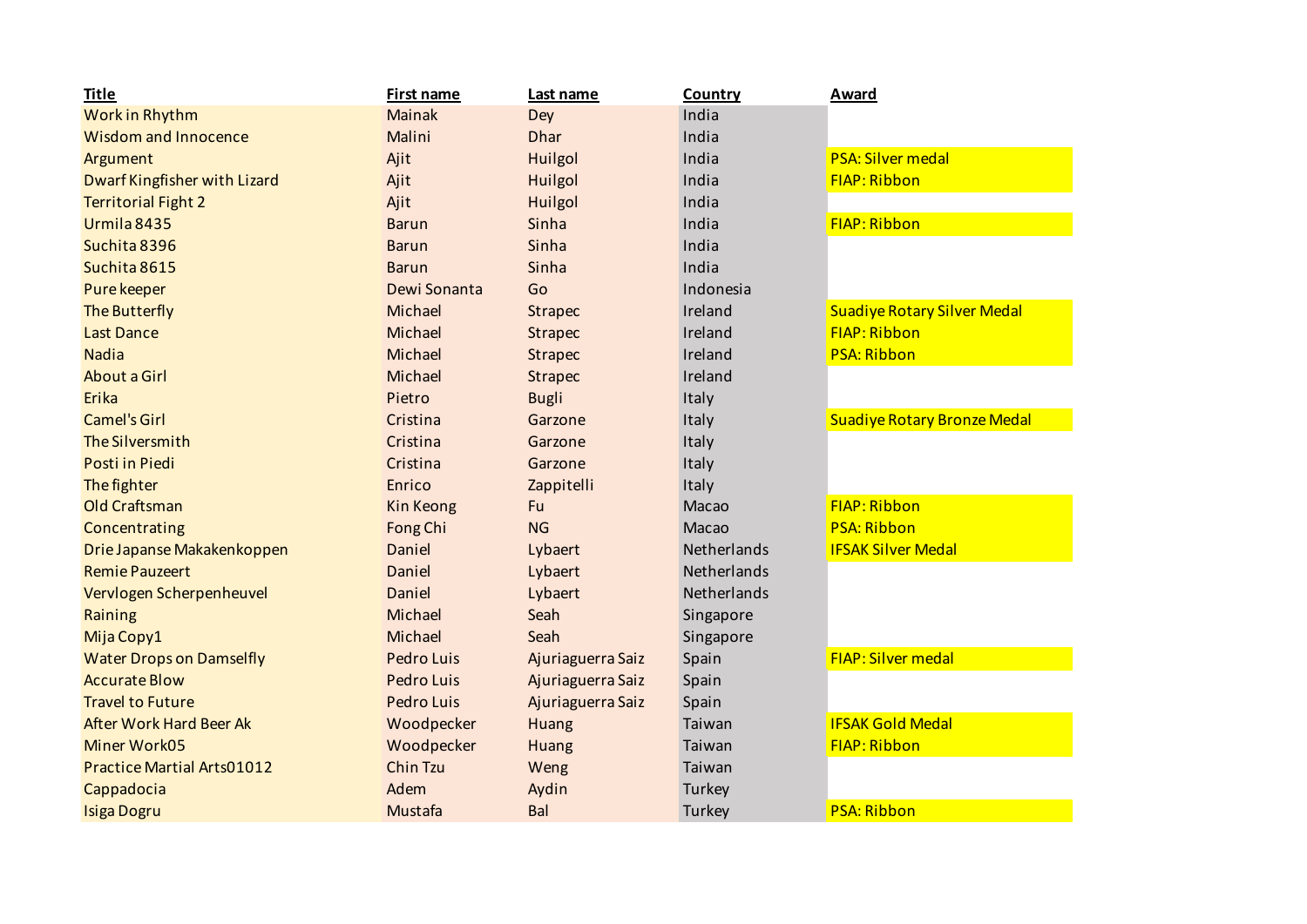| Title | First name | Last name | Country | Award |
|---|---|---|---|---|
| Work in Rhythm | Mainak | Dey | India | |
| Wisdom and Innocence | Malini | Dhar | India | |
| Argument | Ajit | Huilgol | India | PSA: Silver medal |
| Dwarf Kingfisher with Lizard | Ajit | Huilgol | India | FIAP: Ribbon |
| Territorial Fight 2 | Ajit | Huilgol | India | |
| Urmila 8435 | Barun | Sinha | India | FIAP: Ribbon |
| Suchita 8396 | Barun | Sinha | India | |
| Suchita 8615 | Barun | Sinha | India | |
| Pure keeper | Dewi Sonanta | Go | Indonesia | |
| The Butterfly | Michael | Strapec | Ireland | Suadiye Rotary Silver Medal |
| Last Dance | Michael | Strapec | Ireland | FIAP: Ribbon |
| Nadia | Michael | Strapec | Ireland | PSA: Ribbon |
| About a Girl | Michael | Strapec | Ireland | |
| Erika | Pietro | Bugli | Italy | |
| Camel's Girl | Cristina | Garzone | Italy | Suadiye Rotary Bronze Medal |
| The Silversmith | Cristina | Garzone | Italy | |
| Posti in Piedi | Cristina | Garzone | Italy | |
| The fighter | Enrico | Zappitelli | Italy | |
| Old Craftsman | Kin Keong | Fu | Macao | FIAP: Ribbon |
| Concentrating | Fong Chi | NG | Macao | PSA: Ribbon |
| Drie Japanse Makakenkoppen | Daniel | Lybaert | Netherlands | IFSAK Silver Medal |
| Remie Pauzeert | Daniel | Lybaert | Netherlands | |
| Vervlogen Scherpenheuvel | Daniel | Lybaert | Netherlands | |
| Raining | Michael | Seah | Singapore | |
| Mija Copy1 | Michael | Seah | Singapore | |
| Water Drops on Damselfly | Pedro Luis | Ajuriaguerra Saiz | Spain | FIAP: Silver medal |
| Accurate Blow | Pedro Luis | Ajuriaguerra Saiz | Spain | |
| Travel to Future | Pedro Luis | Ajuriaguerra Saiz | Spain | |
| After Work Hard Beer Ak | Woodpecker | Huang | Taiwan | IFSAK Gold Medal |
| Miner Work05 | Woodpecker | Huang | Taiwan | FIAP: Ribbon |
| Practice Martial Arts01012 | Chin Tzu | Weng | Taiwan | |
| Cappadocia | Adem | Aydin | Turkey | |
| Isiga Dogru | Mustafa | Bal | Turkey | PSA: Ribbon |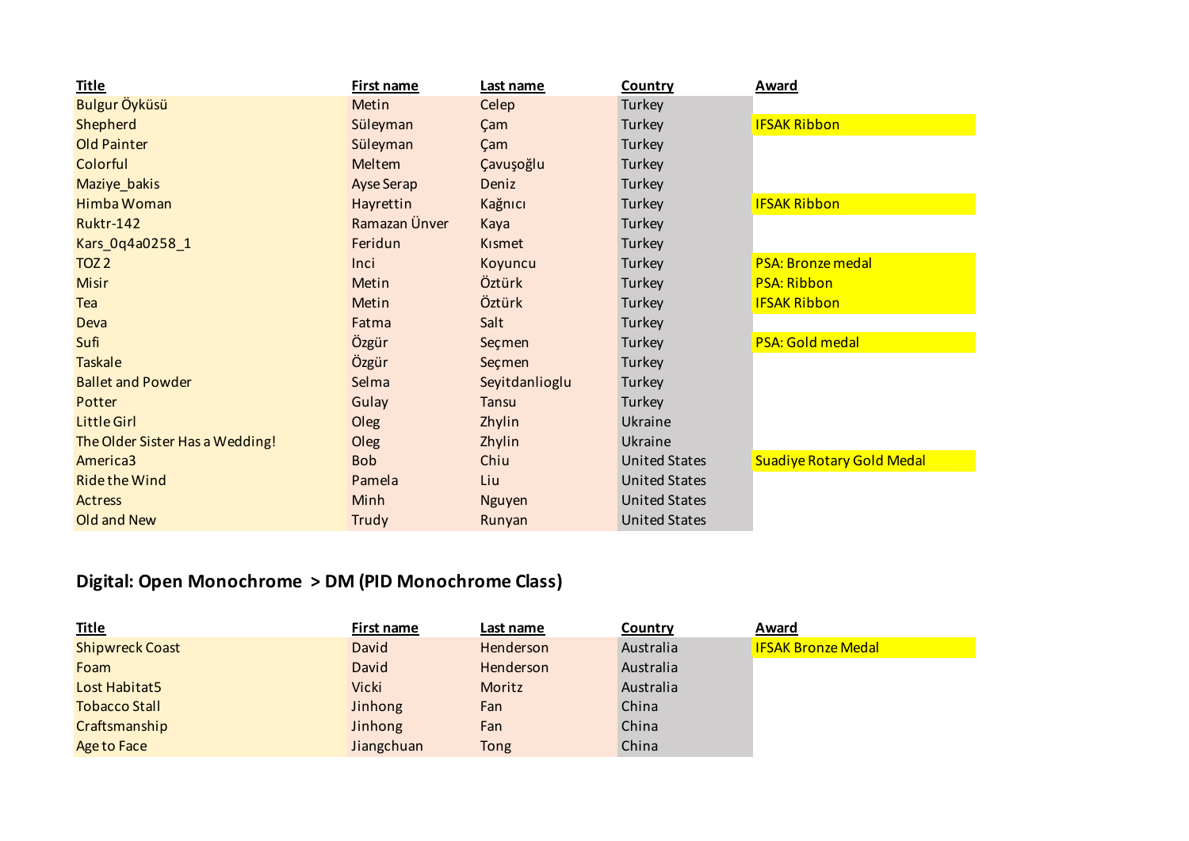| Title | First name | Last name | Country | Award |
|---|---|---|---|---|
| Bulgur Öyküsü | Metin | Celep | Turkey | |
| Shepherd | Süleyman | Çam | Turkey | IFSAK Ribbon |
| Old Painter | Süleyman | Çam | Turkey | |
| Colorful | Meltem | Çavuşoğlu | Turkey | |
| Maziye_bakis | Ayse Serap | Deniz | Turkey | |
| Himba Woman | Hayrettin | Kağnıcı | Turkey | IFSAK Ribbon |
| Ruktr-142 | Ramazan Ünver | Kaya | Turkey | |
| Kars_0q4a0258_1 | Feridun | Kısmet | Turkey | |
| TOZ 2 | Inci | Koyuncu | Turkey | PSA: Bronze medal |
| Misir | Metin | Öztürk | Turkey | PSA: Ribbon |
| Tea | Metin | Öztürk | Turkey | IFSAK Ribbon |
| Deva | Fatma | Salt | Turkey | |
| Sufi | Özgür | Seçmen | Turkey | PSA: Gold medal |
| Taskale | Özgür | Seçmen | Turkey | |
| Ballet and Powder | Selma | Seyitdanlioglu | Turkey | |
| Potter | Gulay | Tansu | Turkey | |
| Little Girl | Oleg | Zhylin | Ukraine | |
| The Older Sister Has a Wedding! | Oleg | Zhylin | Ukraine | |
| America3 | Bob | Chiu | United States | Suadiye Rotary Gold Medal |
| Ride the Wind | Pamela | Liu | United States | |
| Actress | Minh | Nguyen | United States | |
| Old and New | Trudy | Runyan | United States | |

## Digital: Open Monochrome > DM (PID Monochrome Class)

| Title | First name | Last name | Country | Award |
|---|---|---|---|---|
| Shipwreck Coast | David | Henderson | Australia | IFSAK Bronze Medal |
| Foam | David | Henderson | Australia | |
| Lost Habitat5 | Vicki | Moritz | Australia | |
| Tobacco Stall | Jinhong | Fan | China | |
| Craftsmanship | Jinhong | Fan | China | |
| Age to Face | Jiangchuan | Tong | China | |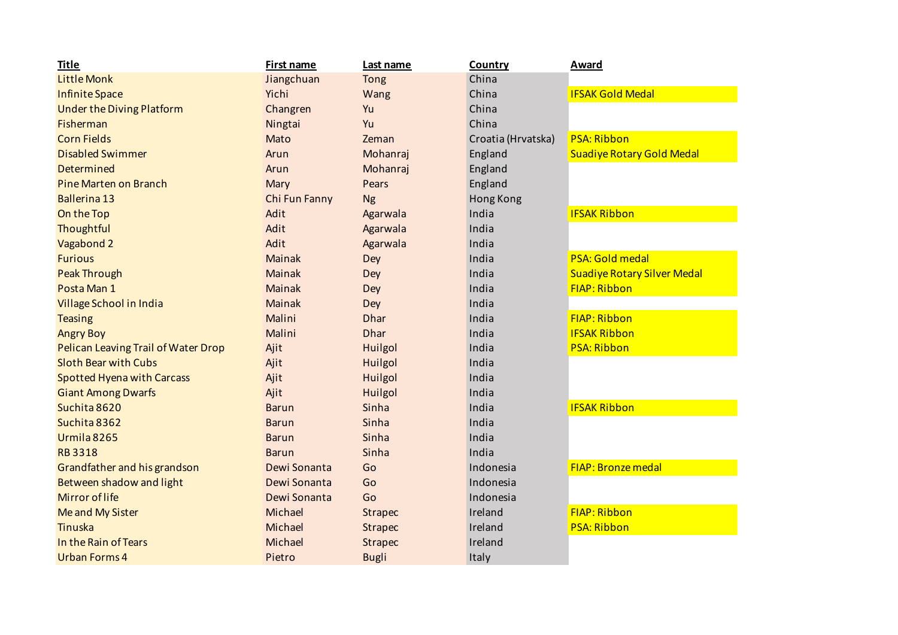| Title | First name | Last name | Country | Award |
|---|---|---|---|---|
| Little Monk | Jiangchuan | Tong | China | |
| Infinite Space | Yichi | Wang | China | IFSAK Gold Medal |
| Under the Diving Platform | Changren | Yu | China | |
| Fisherman | Ningtai | Yu | China | |
| Corn Fields | Mato | Zeman | Croatia (Hrvatska) | PSA: Ribbon |
| Disabled Swimmer | Arun | Mohanraj | England | Suadiye Rotary Gold Medal |
| Determined | Arun | Mohanraj | England | |
| Pine Marten on Branch | Mary | Pears | England | |
| Ballerina 13 | Chi Fun Fanny | Ng | Hong Kong | |
| On the Top | Adit | Agarwala | India | IFSAK Ribbon |
| Thoughtful | Adit | Agarwala | India | |
| Vagabond 2 | Adit | Agarwala | India | |
| Furious | Mainak | Dey | India | PSA: Gold medal |
| Peak Through | Mainak | Dey | India | Suadiye Rotary Silver Medal |
| Posta Man 1 | Mainak | Dey | India | FIAP: Ribbon |
| Village School in India | Mainak | Dey | India | |
| Teasing | Malini | Dhar | India | FIAP: Ribbon |
| Angry Boy | Malini | Dhar | India | IFSAK Ribbon |
| Pelican Leaving Trail of Water Drop | Ajit | Huilgol | India | PSA: Ribbon |
| Sloth Bear with Cubs | Ajit | Huilgol | India | |
| Spotted Hyena with Carcass | Ajit | Huilgol | India | |
| Giant Among Dwarfs | Ajit | Huilgol | India | |
| Suchita 8620 | Barun | Sinha | India | IFSAK Ribbon |
| Suchita 8362 | Barun | Sinha | India | |
| Urmila 8265 | Barun | Sinha | India | |
| RB 3318 | Barun | Sinha | India | |
| Grandfather and his grandson | Dewi Sonanta | Go | Indonesia | FIAP: Bronze medal |
| Between shadow and light | Dewi Sonanta | Go | Indonesia | |
| Mirror of life | Dewi Sonanta | Go | Indonesia | |
| Me and My Sister | Michael | Strapec | Ireland | FIAP: Ribbon |
| Tinuska | Michael | Strapec | Ireland | PSA: Ribbon |
| In the Rain of Tears | Michael | Strapec | Ireland | |
| Urban Forms 4 | Pietro | Bugli | Italy | |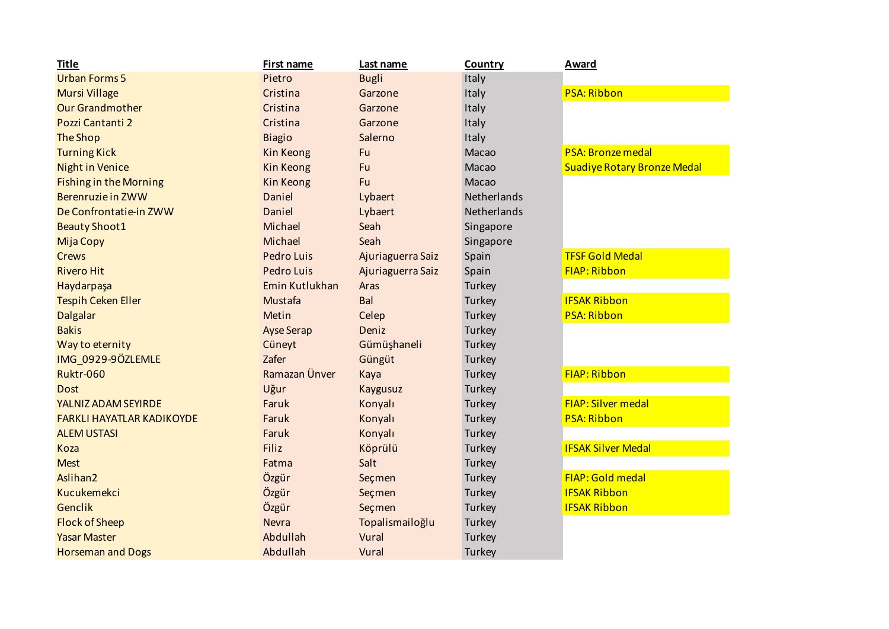| Title | First name | Last name | Country | Award |
|---|---|---|---|---|
| Urban Forms 5 | Pietro | Bugli | Italy | |
| Mursi Village | Cristina | Garzone | Italy | PSA: Ribbon |
| Our Grandmother | Cristina | Garzone | Italy | |
| Pozzi Cantanti 2 | Cristina | Garzone | Italy | |
| The Shop | Biagio | Salerno | Italy | |
| Turning Kick | Kin Keong | Fu | Macao | PSA: Bronze medal |
| Night in Venice | Kin Keong | Fu | Macao | Suadiye Rotary Bronze Medal |
| Fishing in the Morning | Kin Keong | Fu | Macao | |
| Berenruzie in ZWW | Daniel | Lybaert | Netherlands | |
| De Confrontatie-in ZWW | Daniel | Lybaert | Netherlands | |
| Beauty Shoot1 | Michael | Seah | Singapore | |
| Mija Copy | Michael | Seah | Singapore | |
| Crews | Pedro Luis | Ajuriaguerra Saiz | Spain | TFSF Gold Medal |
| Rivero Hit | Pedro Luis | Ajuriaguerra Saiz | Spain | FIAP: Ribbon |
| Haydarpaşa | Emin Kutlukhan | Aras | Turkey | |
| Tespih Ceken Eller | Mustafa | Bal | Turkey | IFSAK Ribbon |
| Dalgalar | Metin | Celep | Turkey | PSA: Ribbon |
| Bakis | Ayse Serap | Deniz | Turkey | |
| Way to eternity | Cüneyt | Gümüşhaneli | Turkey | |
| IMG_0929-9ÖZLEMLE | Zafer | Güngüt | Turkey | |
| Ruktr-060 | Ramazan Ünver | Kaya | Turkey | FIAP: Ribbon |
| Dost | Uğur | Kaygusuz | Turkey | |
| YALNIZ ADAM SEYIRDE | Faruk | Konyalı | Turkey | FIAP: Silver medal |
| FARKLI HAYATLAR KADIKOYDE | Faruk | Konyalı | Turkey | PSA: Ribbon |
| ALEM USTASI | Faruk | Konyalı | Turkey | |
| Koza | Filiz | Köprülü | Turkey | IFSAK Silver Medal |
| Mest | Fatma | Salt | Turkey | |
| Aslihan2 | Özgür | Seçmen | Turkey | FIAP: Gold medal |
| Kucukemekci | Özgür | Seçmen | Turkey | IFSAK Ribbon |
| Genclik | Özgür | Seçmen | Turkey | IFSAK Ribbon |
| Flock of Sheep | Nevra | Topalismailoğlu | Turkey | |
| Yasar Master | Abdullah | Vural | Turkey | |
| Horseman and Dogs | Abdullah | Vural | Turkey | |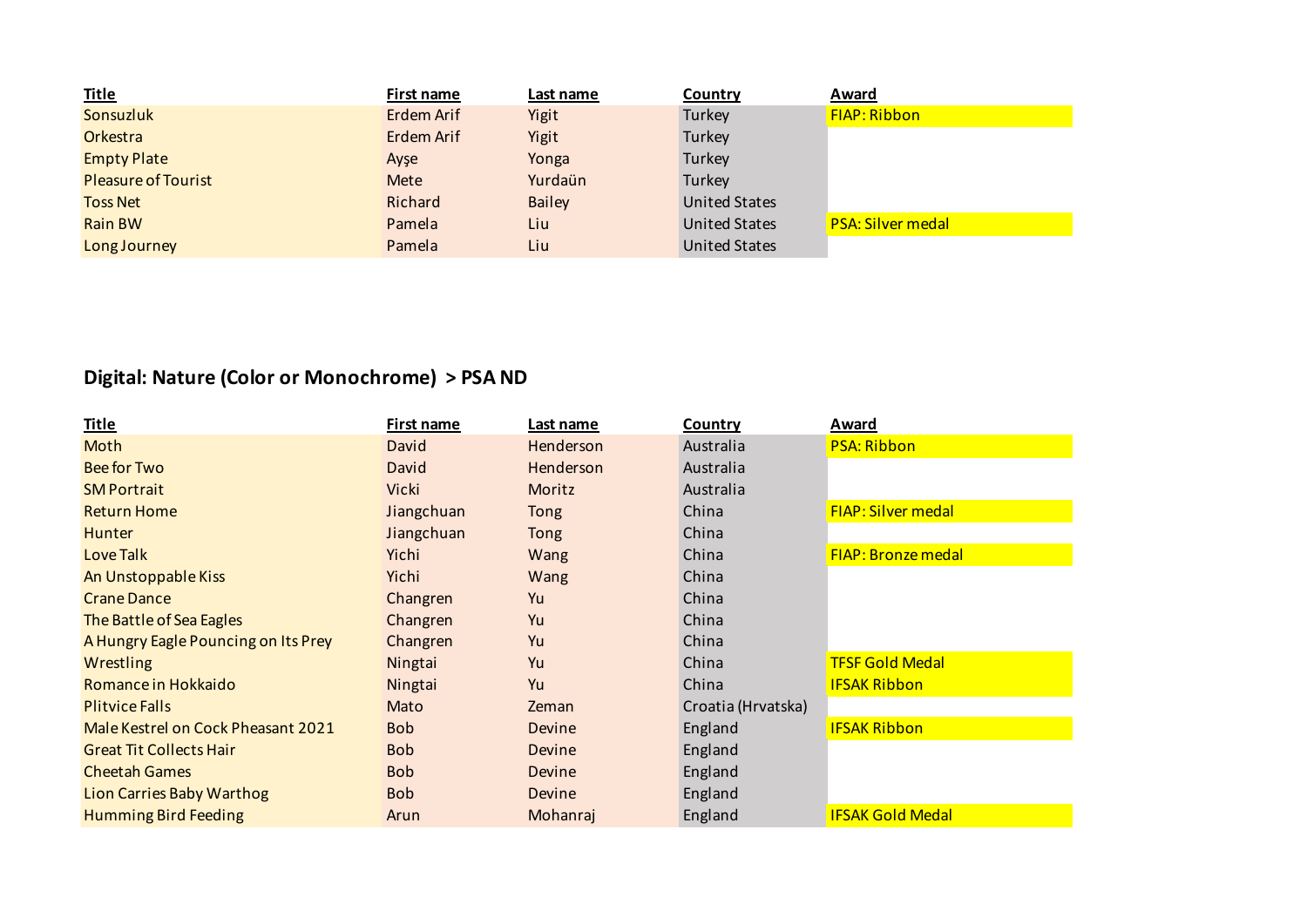| Title | First name | Last name | Country | Award |
| --- | --- | --- | --- | --- |
| Sonsuzluk | Erdem Arif | Yigit | Turkey | FIAP: Ribbon |
| Orkestra | Erdem Arif | Yigit | Turkey | |
| Empty Plate | Ayşe | Yonga | Turkey | |
| Pleasure of Tourist | Mete | Yurdaün | Turkey | |
| Toss Net | Richard | Bailey | United States | |
| Rain BW | Pamela | Liu | United States | PSA: Silver medal |
| Long Journey | Pamela | Liu | United States | |

## Digital: Nature (Color or Monochrome) > PSA ND

| Title | First name | Last name | Country | Award |
| --- | --- | --- | --- | --- |
| Moth | David | Henderson | Australia | PSA: Ribbon |
| Bee for Two | David | Henderson | Australia | |
| SM Portrait | Vicki | Moritz | Australia | |
| Return Home | Jiangchuan | Tong | China | FIAP: Silver medal |
| Hunter | Jiangchuan | Tong | China | |
| Love Talk | Yichi | Wang | China | FIAP: Bronze medal |
| An Unstoppable Kiss | Yichi | Wang | China | |
| Crane Dance | Changren | Yu | China | |
| The Battle of Sea Eagles | Changren | Yu | China | |
| A Hungry Eagle Pouncing on Its Prey | Changren | Yu | China | |
| Wrestling | Ningtai | Yu | China | TFSF Gold Medal |
| Romance in Hokkaido | Ningtai | Yu | China | IFSAK Ribbon |
| Plitvice Falls | Mato | Zeman | Croatia (Hrvatska) | |
| Male Kestrel on Cock Pheasant 2021 | Bob | Devine | England | IFSAK Ribbon |
| Great Tit Collects Hair | Bob | Devine | England | |
| Cheetah Games | Bob | Devine | England | |
| Lion Carries Baby Warthog | Bob | Devine | England | |
| Humming Bird Feeding | Arun | Mohanraj | England | IFSAK Gold Medal |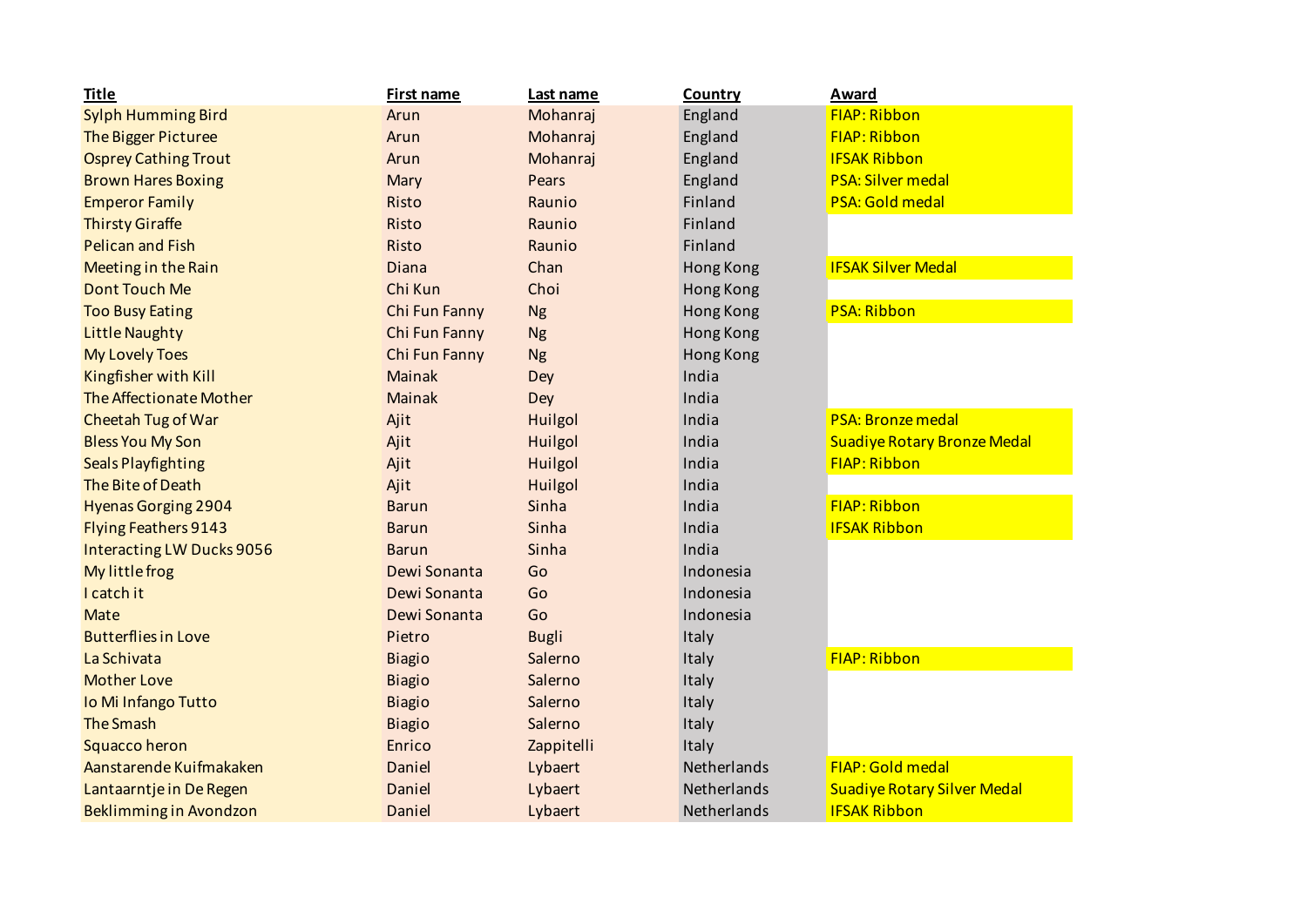| Title | First name | Last name | Country | Award |
|---|---|---|---|---|
| Sylph Humming Bird | Arun | Mohanraj | England | FIAP: Ribbon |
| The Bigger Picturee | Arun | Mohanraj | England | FIAP: Ribbon |
| Osprey Cathing Trout | Arun | Mohanraj | England | IFSAK Ribbon |
| Brown Hares Boxing | Mary | Pears | England | PSA: Silver medal |
| Emperor Family | Risto | Raunio | Finland | PSA: Gold medal |
| Thirsty Giraffe | Risto | Raunio | Finland | |
| Pelican and Fish | Risto | Raunio | Finland | |
| Meeting in the Rain | Diana | Chan | Hong Kong | IFSAK Silver Medal |
| Dont Touch Me | Chi Kun | Choi | Hong Kong | |
| Too Busy Eating | Chi Fun Fanny | Ng | Hong Kong | PSA: Ribbon |
| Little Naughty | Chi Fun Fanny | Ng | Hong Kong | |
| My Lovely Toes | Chi Fun Fanny | Ng | Hong Kong | |
| Kingfisher with Kill | Mainak | Dey | India | |
| The Affectionate Mother | Mainak | Dey | India | |
| Cheetah Tug of War | Ajit | Huilgol | India | PSA: Bronze medal |
| Bless You My Son | Ajit | Huilgol | India | Suadiye Rotary Bronze Medal |
| Seals Playfighting | Ajit | Huilgol | India | FIAP: Ribbon |
| The Bite of Death | Ajit | Huilgol | India | |
| Hyenas Gorging 2904 | Barun | Sinha | India | FIAP: Ribbon |
| Flying Feathers 9143 | Barun | Sinha | India | IFSAK Ribbon |
| Interacting LW Ducks 9056 | Barun | Sinha | India | |
| My little frog | Dewi Sonanta | Go | Indonesia | |
| I catch it | Dewi Sonanta | Go | Indonesia | |
| Mate | Dewi Sonanta | Go | Indonesia | |
| Butterflies in Love | Pietro | Bugli | Italy | |
| La Schivata | Biagio | Salerno | Italy | FIAP: Ribbon |
| Mother Love | Biagio | Salerno | Italy | |
| Io Mi Infango Tutto | Biagio | Salerno | Italy | |
| The Smash | Biagio | Salerno | Italy | |
| Squacco heron | Enrico | Zappitelli | Italy | |
| Aanstarende Kuifmakaken | Daniel | Lybaert | Netherlands | FIAP: Gold medal |
| Lantaarntje in De Regen | Daniel | Lybaert | Netherlands | Suadiye Rotary Silver Medal |
| Beklimming in Avondzon | Daniel | Lybaert | Netherlands | IFSAK Ribbon |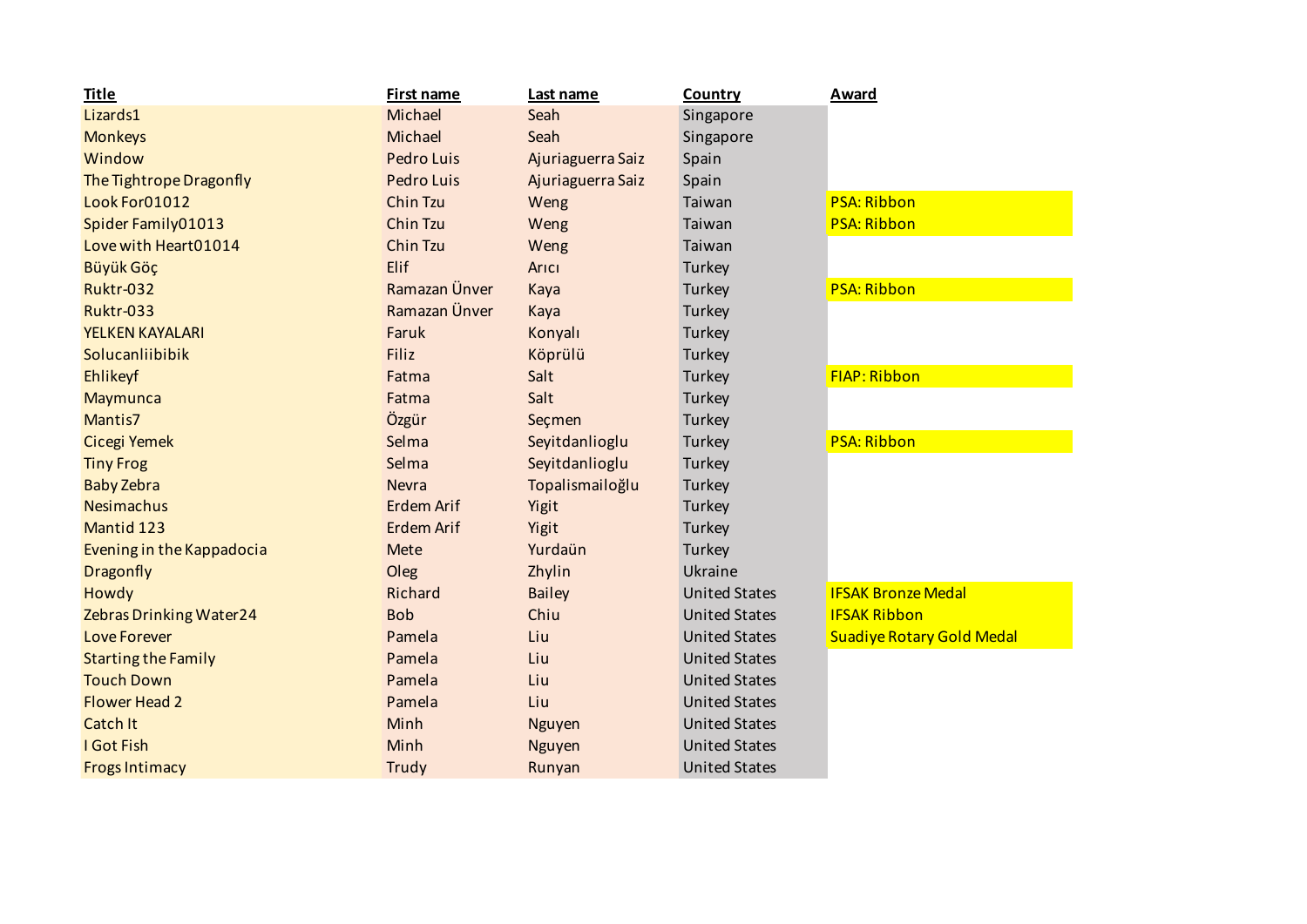| Title | First name | Last name | Country | Award |
|---|---|---|---|---|
| Lizards1 | Michael | Seah | Singapore | |
| Monkeys | Michael | Seah | Singapore | |
| Window | Pedro Luis | Ajuriaguerra Saiz | Spain | |
| The Tightrope Dragonfly | Pedro Luis | Ajuriaguerra Saiz | Spain | |
| Look For01012 | Chin Tzu | Weng | Taiwan | PSA: Ribbon |
| Spider Family01013 | Chin Tzu | Weng | Taiwan | PSA: Ribbon |
| Love with Heart01014 | Chin Tzu | Weng | Taiwan | |
| Büyük Göç | Elif | Arıcı | Turkey | |
| Ruktr-032 | Ramazan Ünver | Kaya | Turkey | PSA: Ribbon |
| Ruktr-033 | Ramazan Ünver | Kaya | Turkey | |
| YELKEN KAYALARI | Faruk | Konyalı | Turkey | |
| Solucanliibibik | Filiz | Köprülü | Turkey | |
| Ehlikeyf | Fatma | Salt | Turkey | FIAP: Ribbon |
| Maymunca | Fatma | Salt | Turkey | |
| Mantis7 | Özgür | Seçmen | Turkey | |
| Cicegi Yemek | Selma | Seyitdanlioglu | Turkey | PSA: Ribbon |
| Tiny Frog | Selma | Seyitdanlioglu | Turkey | |
| Baby Zebra | Nevra | Topalismailoğlu | Turkey | |
| Nesimachus | Erdem Arif | Yigit | Turkey | |
| Mantid 123 | Erdem Arif | Yigit | Turkey | |
| Evening in the Kappadocia | Mete | Yurdaün | Turkey | |
| Dragonfly | Oleg | Zhylin | Ukraine | |
| Howdy | Richard | Bailey | United States | IFSAK Bronze Medal |
| Zebras Drinking Water24 | Bob | Chiu | United States | IFSAK Ribbon |
| Love Forever | Pamela | Liu | United States | Suadiye Rotary Gold Medal |
| Starting the Family | Pamela | Liu | United States | |
| Touch Down | Pamela | Liu | United States | |
| Flower Head 2 | Pamela | Liu | United States | |
| Catch It | Minh | Nguyen | United States | |
| I Got Fish | Minh | Nguyen | United States | |
| Frogs Intimacy | Trudy | Runyan | United States | |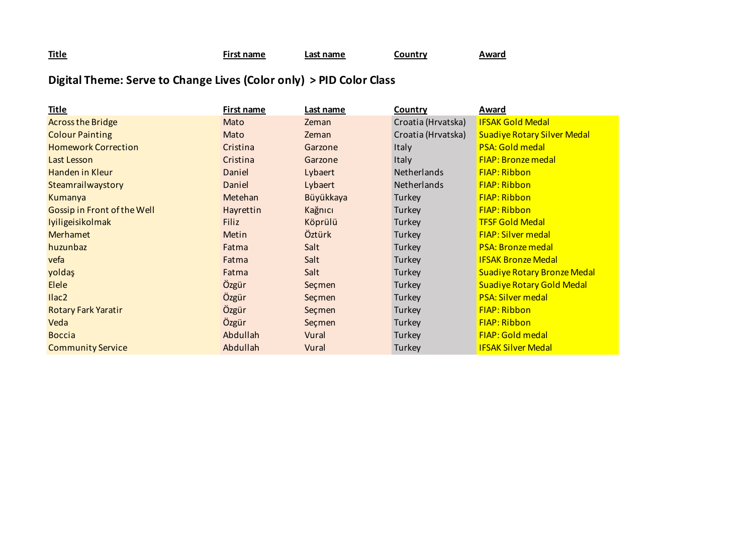| Title | First name | Last name | Country | Award |
|---|---|---|---|---|

## Digital Theme: Serve to Change Lives (Color only) > PID Color Class

| Title | First name | Last name | Country | Award |
|---|---|---|---|---|
| Across the Bridge | Mato | Zeman | Croatia (Hrvatska) | IFSAK Gold Medal |
| Colour Painting | Mato | Zeman | Croatia (Hrvatska) | Suadiye Rotary Silver Medal |
| Homework Correction | Cristina | Garzone | Italy | PSA: Gold medal |
| Last Lesson | Cristina | Garzone | Italy | FIAP: Bronze medal |
| Handen in Kleur | Daniel | Lybaert | Netherlands | FIAP: Ribbon |
| Steamrailwaystory | Daniel | Lybaert | Netherlands | FIAP: Ribbon |
| Kumanya | Metehan | Büyükkaya | Turkey | FIAP: Ribbon |
| Gossip in Front of the Well | Hayrettin | Kağnıcı | Turkey | FIAP: Ribbon |
| Iyiligeisikolmak | Filiz | Köprülü | Turkey | TFSF Gold Medal |
| Merhamet | Metin | Öztürk | Turkey | FIAP: Silver medal |
| huzunbaz | Fatma | Salt | Turkey | PSA: Bronze medal |
| vefa | Fatma | Salt | Turkey | IFSAK Bronze Medal |
| yoldaş | Fatma | Salt | Turkey | Suadiye Rotary Bronze Medal |
| Elele | Özgür | Seçmen | Turkey | Suadiye Rotary Gold Medal |
| Ilac2 | Özgür | Seçmen | Turkey | PSA: Silver medal |
| Rotary Fark Yaratir | Özgür | Seçmen | Turkey | FIAP: Ribbon |
| Veda | Özgür | Seçmen | Turkey | FIAP: Ribbon |
| Boccia | Abdullah | Vural | Turkey | FIAP: Gold medal |
| Community Service | Abdullah | Vural | Turkey | IFSAK Silver Medal |